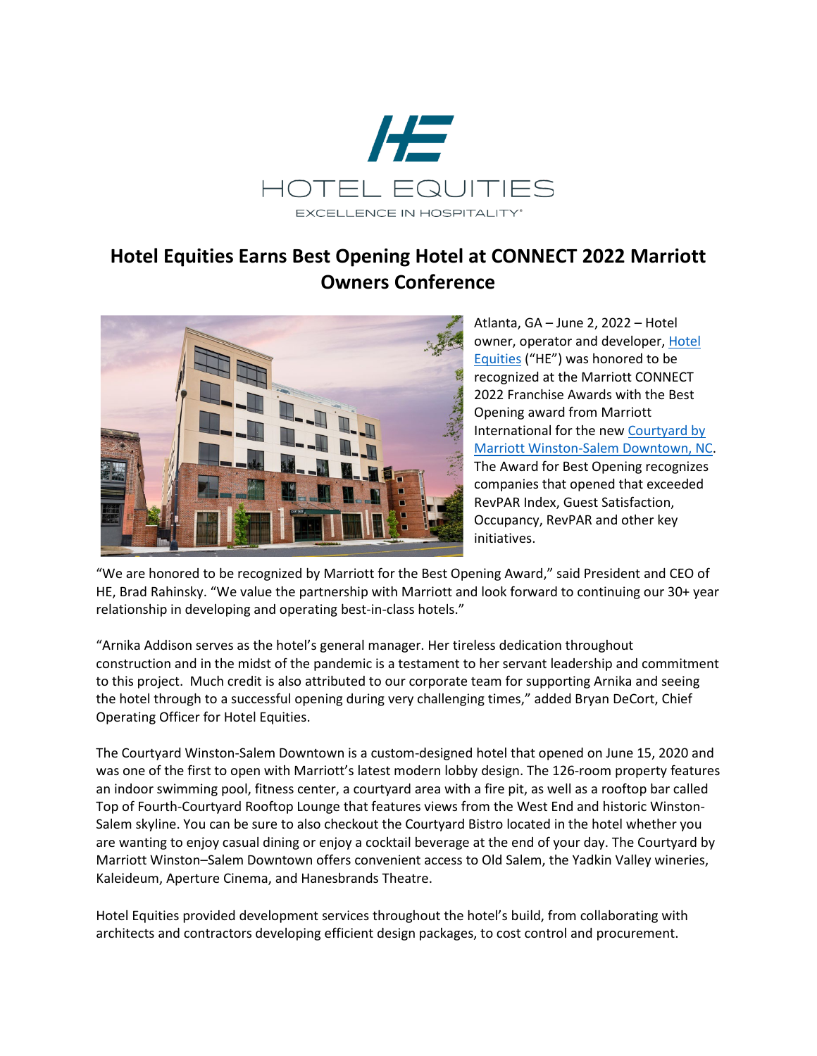HOTEL EQUITIES

EXCELLENCE IN HOSPITALITY®

# Hotel Equities Earns Best Opening Hotel at CONNECT 2022 Marriott Owners Conference

Atlanta, GA – June 2, 2022 – Hotel owner, operator and developer, Hotel Equities ("HE") was honored to be recognized at the Marriott CONNECT 2022 Franchise Awards with the Best Opening award from Marriott International for the new Courtyard by Marriott Winston-Salem Downtown, NC. The Award for Best Opening recognizes companies that opened that exceeded RevPAR Index, Guest Satisfaction, Occupancy, RevPAR and other key initiatives.

"We are honored to be recognized by Marriott for the Best Opening Award," said President and CEO of HE, Brad Rahinsky. "We value the partnership with Marriott and look forward to continuing our 30+ year relationship in developing and operating best-in-class hotels."

"Arnika Addison serves as the hotel's general manager. Her tireless dedication throughout construction and in the midst of the pandemic is a testament to her servant leadership and commitment to this project. Much credit is also attributed to our corporate team for supporting Arnika and seeing the hotel through to a successful opening during very challenging times," added Bryan DeCort, Chief Operating Officer for Hotel Equities.

The Courtyard Winston-Salem Downtown is a custom-designed hotel that opened on June 15, 2020 and was one of the first to open with Marriott's latest modern lobby design. The 126-room property features an indoor swimming pool, fitness center, a courtyard area with a fire pit, as well as a rooftop bar called Top of Fourth-Courtyard Rooftop Lounge that features views from the West End and historic Winston-Salem skyline. You can be sure to also checkout the Courtyard Bistro located in the hotel whether you are wanting to enjoy casual dining or enjoy a cocktail beverage at the end of your day. The Courtyard by Marriott Winston–Salem Downtown offers convenient access to Old Salem, the Yadkin Valley wineries, Kaleideum, Aperture Cinema, and Hanesbrands Theatre.

Hotel Equities provided development services throughout the hotel's build, from collaborating with architects and contractors developing efficient design packages, to cost control and procurement.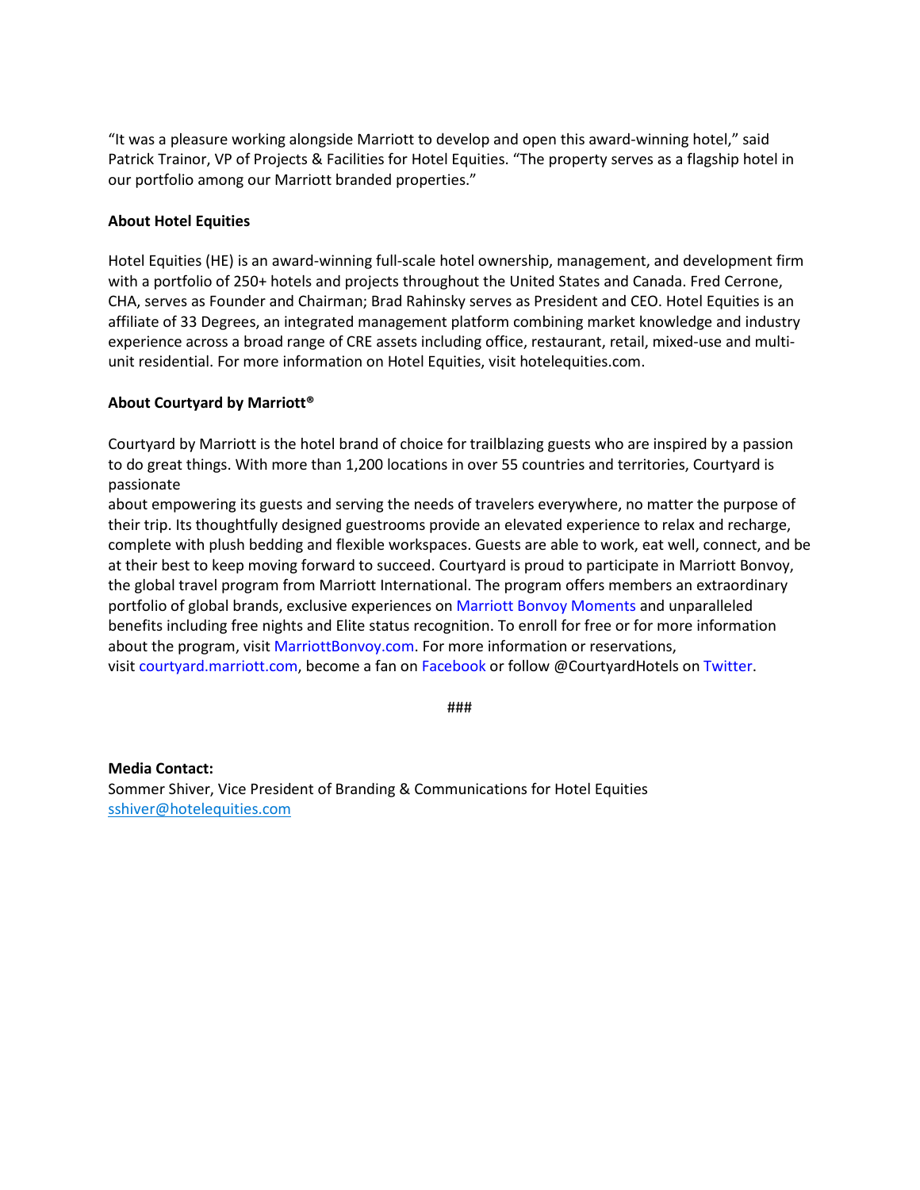"It was a pleasure working alongside Marriott to develop and open this award-winning hotel," said Patrick Trainor, VP of Projects & Facilities for Hotel Equities. "The property serves as a flagship hotel in our portfolio among our Marriott branded properties."

**About Hotel Equities**

Hotel Equities (HE) is an award-winning full-scale hotel ownership, management, and development firm with a portfolio of 250+ hotels and projects throughout the United States and Canada. Fred Cerrone, CHA, serves as Founder and Chairman; Brad Rahinsky serves as President and CEO. Hotel Equities is an affiliate of 33 Degrees, an integrated management platform combining market knowledge and industry experience across a broad range of CRE assets including office, restaurant, retail, mixed-use and multi-unit residential. For more information on Hotel Equities, visit hotelequities.com.

**About Courtyard by Marriott®**

Courtyard by Marriott is the hotel brand of choice for trailblazing guests who are inspired by a passion to do great things. With more than 1,200 locations in over 55 countries and territories, Courtyard is passionate
about empowering its guests and serving the needs of travelers everywhere, no matter the purpose of their trip. Its thoughtfully designed guestrooms provide an elevated experience to relax and recharge, complete with plush bedding and flexible workspaces. Guests are able to work, eat well, connect, and be at their best to keep moving forward to succeed. Courtyard is proud to participate in Marriott Bonvoy, the global travel program from Marriott International. The program offers members an extraordinary portfolio of global brands, exclusive experiences on Marriott Bonvoy Moments and unparalleled benefits including free nights and Elite status recognition. To enroll for free or for more information about the program, visit MarriottBonvoy.com. For more information or reservations, visit courtyard.marriott.com, become a fan on Facebook or follow @CourtyardHotels on Twitter.

###

**Media Contact:**
Sommer Shiver, Vice President of Branding & Communications for Hotel Equities
sshiver@hotelequities.com